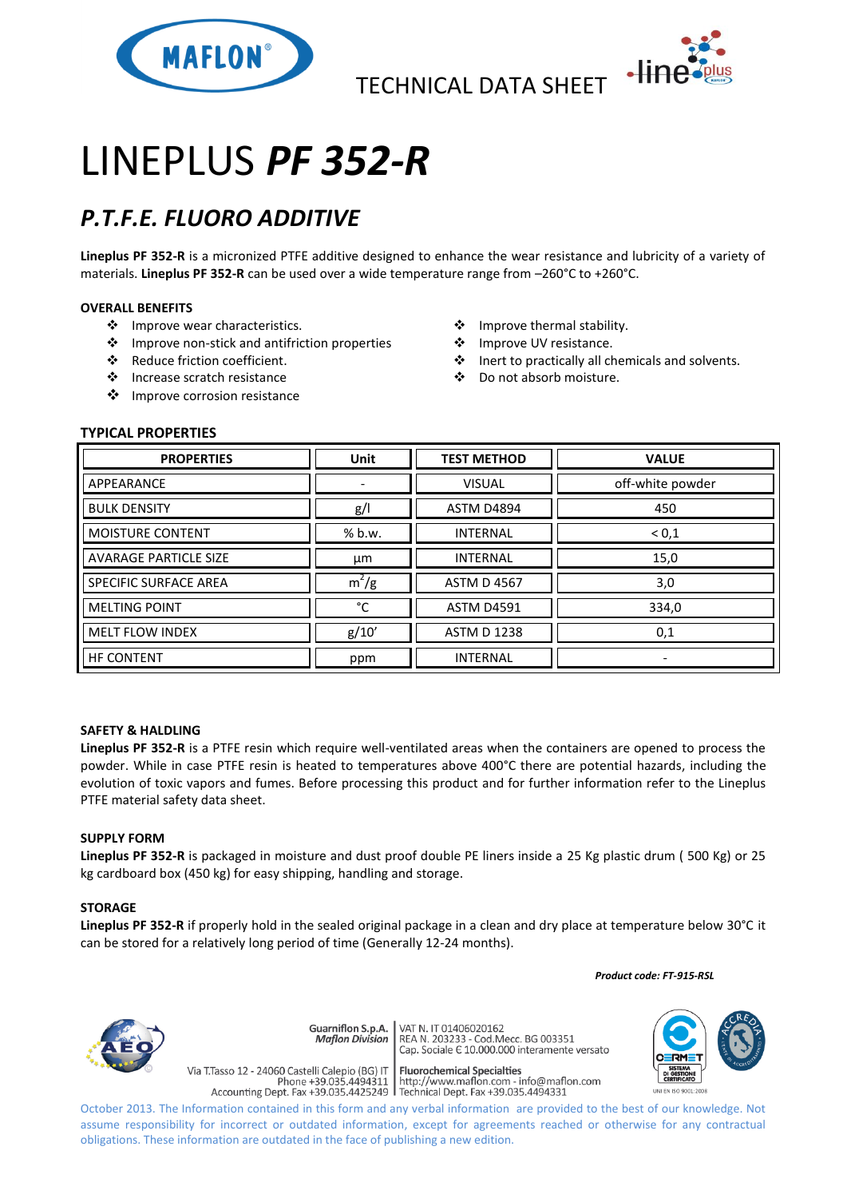TECHNICAL DATA SHEET

# LINEPLUS ***PF 352-R***

## *P.T.F.E. FLUORO ADDITIVE*

**Lineplus PF 352-R** is a micronized PTFE additive designed to enhance the wear resistance and lubricity of a variety of materials. **Lineplus PF 352-R** can be used over a wide temperature range from –260°C to +260°C.

**OVERALL BENEFITS**

- Improve wear characteristics.
- Improve non-stick and antifriction properties
- Reduce friction coefficient.
- Increase scratch resistance
- Improve corrosion resistance
- Improve thermal stability.
- Improve UV resistance.
- Inert to practically all chemicals and solvents.
- Do not absorb moisture.

**TYPICAL PROPERTIES**

| PROPERTIES | Unit | TEST METHOD | VALUE |
|---|---|---|---|
| APPEARANCE | - | VISUAL | off-white powder |
| BULK DENSITY | g/l | ASTM D4894 | 450 |
| MOISTURE CONTENT | % b.w. | INTERNAL | < 0,1 |
| AVARAGE PARTICLE SIZE | µm | INTERNAL | 15,0 |
| SPECIFIC SURFACE AREA | $m^2/g$ | ASTM D 4567 | 3,0 |
| MELTING POINT | °C | ASTM D4591 | 334,0 |
| MELT FLOW INDEX | g/10' | ASTM D 1238 | 0,1 |
| HF CONTENT | ppm | INTERNAL | - |

**SAFETY & HALDLING**

**Lineplus PF 352-R** is a PTFE resin which require well-ventilated areas when the containers are opened to process the powder. While in case PTFE resin is heated to temperatures above 400°C there are potential hazards, including the evolution of toxic vapors and fumes. Before processing this product and for further information refer to the Lineplus PTFE material safety data sheet.

**SUPPLY FORM**

**Lineplus PF 352-R** is packaged in moisture and dust proof double PE liners inside a 25 Kg plastic drum ( 500 Kg) or 25 kg cardboard box (450 kg) for easy shipping, handling and storage.

**STORAGE**

**Lineplus PF 352-R** if properly hold in the sealed original package in a clean and dry place at temperature below 30°C it can be stored for a relatively long period of time (Generally 12-24 months).

***Product code: FT-915-RSL***

Guarniflon S.p.A. *Maflon Division*
Via T.Tasso 12 - 24060 Castelli Calepio (BG) IT
Phone +39.035.4494311
Accounting Dept. Fax +39.035.4425249

VAT N. IT 01406020162
REA N. 203233 - Cod.Mecc. BG 003351
Cap. Sociale € 10.000.000 interamente versato
**Fluorochemical Specialties**
http://www.maflon.com - info@maflon.com
Technical Dept. Fax +39.035.4494331

UNI EN ISO 9001:2008

October 2013. The Information contained in this form and any verbal information are provided to the best of our knowledge. Not assume responsibility for incorrect or outdated information, except for agreements reached or otherwise for any contractual obligations. These information are outdated in the face of publishing a new edition.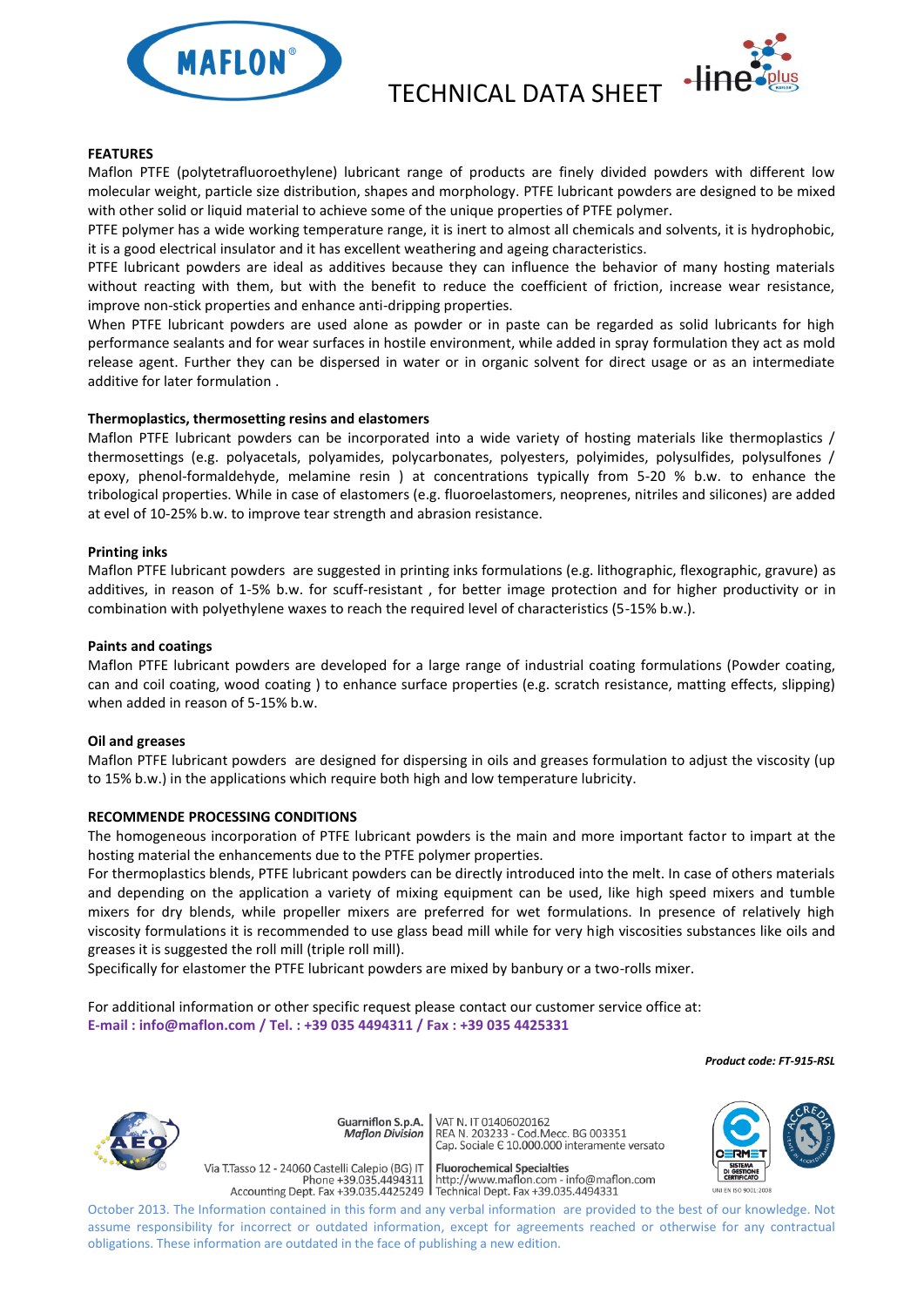# TECHNICAL DATA SHEET

**FEATURES**

Maflon PTFE (polytetrafluoroethylene) lubricant range of products are finely divided powders with different low molecular weight, particle size distribution, shapes and morphology. PTFE lubricant powders are designed to be mixed with other solid or liquid material to achieve some of the unique properties of PTFE polymer.

PTFE polymer has a wide working temperature range, it is inert to almost all chemicals and solvents, it is hydrophobic, it is a good electrical insulator and it has excellent weathering and ageing characteristics.

PTFE lubricant powders are ideal as additives because they can influence the behavior of many hosting materials without reacting with them, but with the benefit to reduce the coefficient of friction, increase wear resistance, improve non-stick properties and enhance anti-dripping properties.

When PTFE lubricant powders are used alone as powder or in paste can be regarded as solid lubricants for high performance sealants and for wear surfaces in hostile environment, while added in spray formulation they act as mold release agent. Further they can be dispersed in water or in organic solvent for direct usage or as an intermediate additive for later formulation .

**Thermoplastics, thermosetting resins and elastomers**

Maflon PTFE lubricant powders can be incorporated into a wide variety of hosting materials like thermoplastics / thermosettings (e.g. polyacetals, polyamides, polycarbonates, polyesters, polyimides, polysulfides, polysulfones / epoxy, phenol-formaldehyde, melamine resin ) at concentrations typically from 5-20 % b.w. to enhance the tribological properties. While in case of elastomers (e.g. fluoroelastomers, neoprenes, nitriles and silicones) are added at evel of 10-25% b.w. to improve tear strength and abrasion resistance.

**Printing inks**

Maflon PTFE lubricant powders are suggested in printing inks formulations (e.g. lithographic, flexographic, gravure) as additives, in reason of 1-5% b.w. for scuff-resistant , for better image protection and for higher productivity or in combination with polyethylene waxes to reach the required level of characteristics (5-15% b.w.).

**Paints and coatings**

Maflon PTFE lubricant powders are developed for a large range of industrial coating formulations (Powder coating, can and coil coating, wood coating ) to enhance surface properties (e.g. scratch resistance, matting effects, slipping) when added in reason of 5-15% b.w.

**Oil and greases**

Maflon PTFE lubricant powders are designed for dispersing in oils and greases formulation to adjust the viscosity (up to 15% b.w.) in the applications which require both high and low temperature lubricity.

**RECOMMENDE PROCESSING CONDITIONS**

The homogeneous incorporation of PTFE lubricant powders is the main and more important factor to impart at the hosting material the enhancements due to the PTFE polymer properties.

For thermoplastics blends, PTFE lubricant powders can be directly introduced into the melt. In case of others materials and depending on the application a variety of mixing equipment can be used, like high speed mixers and tumble mixers for dry blends, while propeller mixers are preferred for wet formulations. In presence of relatively high viscosity formulations it is recommended to use glass bead mill while for very high viscosities substances like oils and greases it is suggested the roll mill (triple roll mill).

Specifically for elastomer the PTFE lubricant powders are mixed by banbury or a two-rolls mixer.

For additional information or other specific request please contact our customer service office at:
**E-mail : info@maflon.com / Tel. : +39 035 4494311 / Fax : +39 035 4425331**

***Product code: FT-915-RSL***

Guarniflon S.p.A. *Maflon Division* | VAT N. IT 01406020162 | REA N. 203233 - Cod.Mecc. BG 003351 | Cap. Sociale € 10.000.000 interamente versato
Via T.Tasso 12 - 24060 Castelli Calepio (BG) IT | Phone +39.035.4494311 | Accounting Dept. Fax +39.035.4425249
Fluorochemical Specialties | http://www.maflon.com - info@maflon.com | Technical Dept. Fax +39.035.4494331

October 2013. The Information contained in this form and any verbal information are provided to the best of our knowledge. Not assume responsibility for incorrect or outdated information, except for agreements reached or otherwise for any contractual obligations. These information are outdated in the face of publishing a new edition.